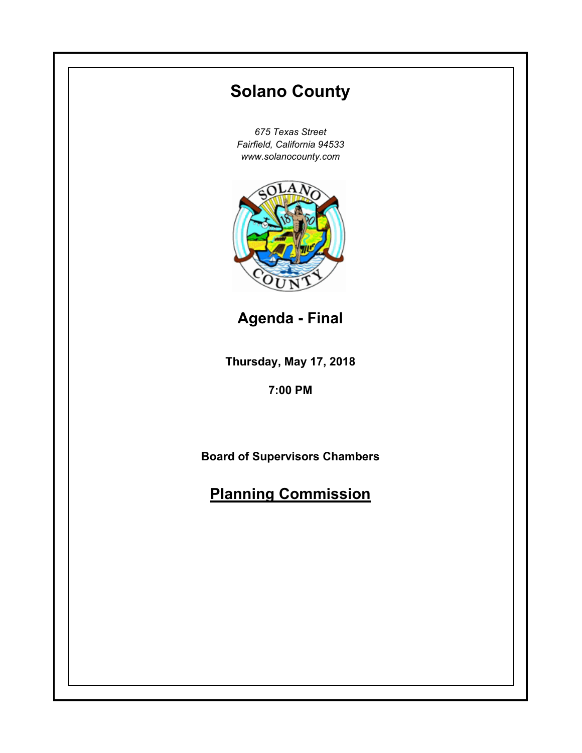# Solano County

*675 Texas Street*
*Fairfield, California 94533*
*www.solanocounty.com*

## Agenda - Final

**Thursday, May 17, 2018**

**7:00 PM**

**Board of Supervisors Chambers**

## Planning Commission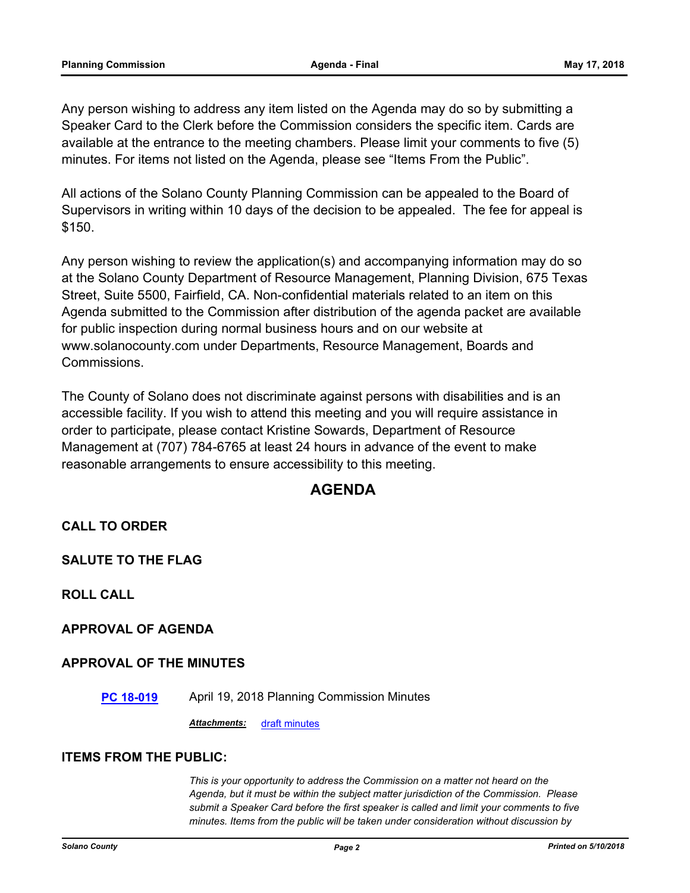Any person wishing to address any item listed on the Agenda may do so by submitting a Speaker Card to the Clerk before the Commission considers the specific item. Cards are available at the entrance to the meeting chambers. Please limit your comments to five (5) minutes. For items not listed on the Agenda, please see "Items From the Public".

All actions of the Solano County Planning Commission can be appealed to the Board of Supervisors in writing within 10 days of the decision to be appealed. The fee for appeal is $150.

Any person wishing to review the application(s) and accompanying information may do so at the Solano County Department of Resource Management, Planning Division, 675 Texas Street, Suite 5500, Fairfield, CA. Non-confidential materials related to an item on this Agenda submitted to the Commission after distribution of the agenda packet are available for public inspection during normal business hours and on our website at www.solanocounty.com under Departments, Resource Management, Boards and Commissions.

The County of Solano does not discriminate against persons with disabilities and is an accessible facility. If you wish to attend this meeting and you will require assistance in order to participate, please contact Kristine Sowards, Department of Resource Management at (707) 784-6765 at least 24 hours in advance of the event to make reasonable arrangements to ensure accessibility to this meeting.

# AGENDA

## CALL TO ORDER

## SALUTE TO THE FLAG

## ROLL CALL

## APPROVAL OF AGENDA

## APPROVAL OF THE MINUTES

**PC 18-019** April 19, 2018 Planning Commission Minutes

***Attachments:*** draft minutes

## ITEMS FROM THE PUBLIC:

*This is your opportunity to address the Commission on a matter not heard on the Agenda, but it must be within the subject matter jurisdiction of the Commission. Please submit a Speaker Card before the first speaker is called and limit your comments to five minutes. Items from the public will be taken under consideration without discussion by*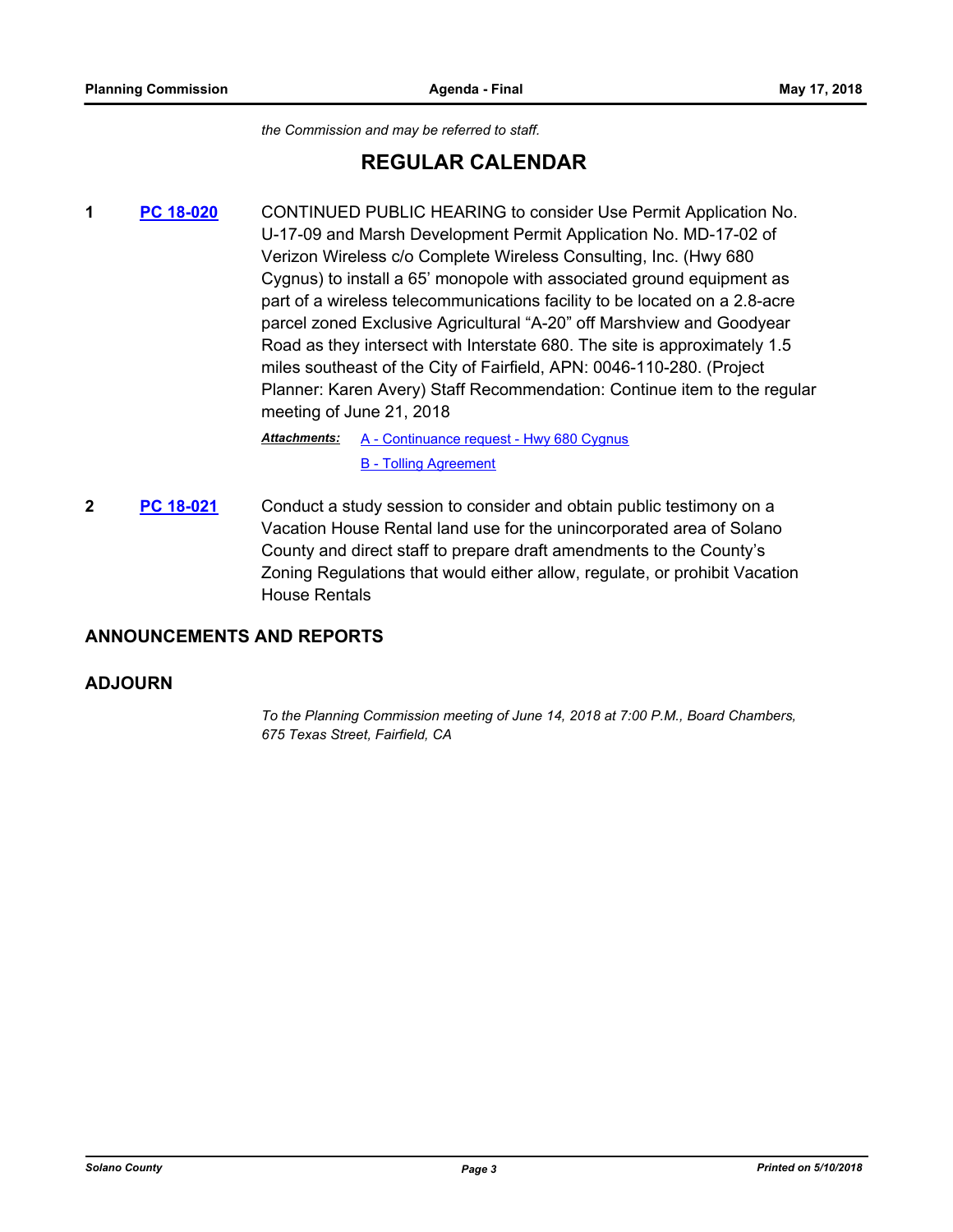*the Commission and may be referred to staff.*

# REGULAR CALENDAR

**1** **[PC 18-020]** CONTINUED PUBLIC HEARING to consider Use Permit Application No. U-17-09 and Marsh Development Permit Application No. MD-17-02 of Verizon Wireless c/o Complete Wireless Consulting, Inc. (Hwy 680 Cygnus) to install a 65' monopole with associated ground equipment as part of a wireless telecommunications facility to be located on a 2.8-acre parcel zoned Exclusive Agricultural "A-20" off Marshview and Goodyear Road as they intersect with Interstate 680. The site is approximately 1.5 miles southeast of the City of Fairfield, APN: 0046-110-280. (Project Planner: Karen Avery) Staff Recommendation: Continue item to the regular meeting of June 21, 2018

***Attachments:*** A - Continuance request - Hwy 680 Cygnus
B - Tolling Agreement

**2** **[PC 18-021]** Conduct a study session to consider and obtain public testimony on a Vacation House Rental land use for the unincorporated area of Solano County and direct staff to prepare draft amendments to the County's Zoning Regulations that would either allow, regulate, or prohibit Vacation House Rentals

## ANNOUNCEMENTS AND REPORTS

## ADJOURN

*To the Planning Commission meeting of June 14, 2018 at 7:00 P.M., Board Chambers, 675 Texas Street, Fairfield, CA*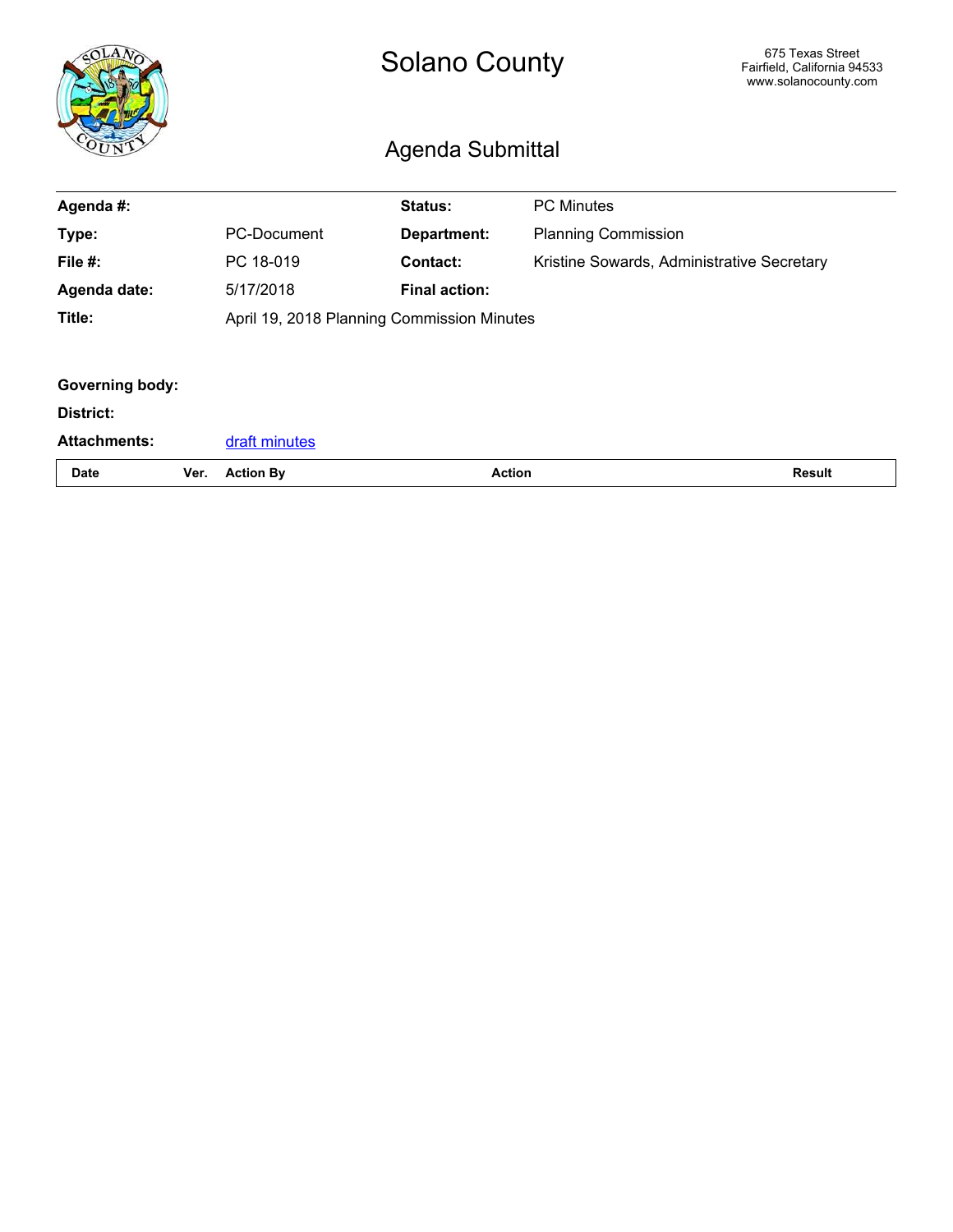# Solano County

675 Texas Street
Fairfield, California 94533
www.solanocounty.com

## Agenda Submittal

| | | | |
|---|---|---|---|
| **Agenda #:** | | **Status:** | PC Minutes |
| **Type:** | PC-Document | **Department:** | Planning Commission |
| **File #:** | PC 18-019 | **Contact:** | Kristine Sowards, Administrative Secretary |
| **Agenda date:** | 5/17/2018 | **Final action:** | |
| **Title:** | April 19, 2018 Planning Commission Minutes | | |

**Governing body:**

**District:**

**Attachments:** draft minutes

| Date | Ver. | Action By | Action | Result |
|---|---|---|---|---|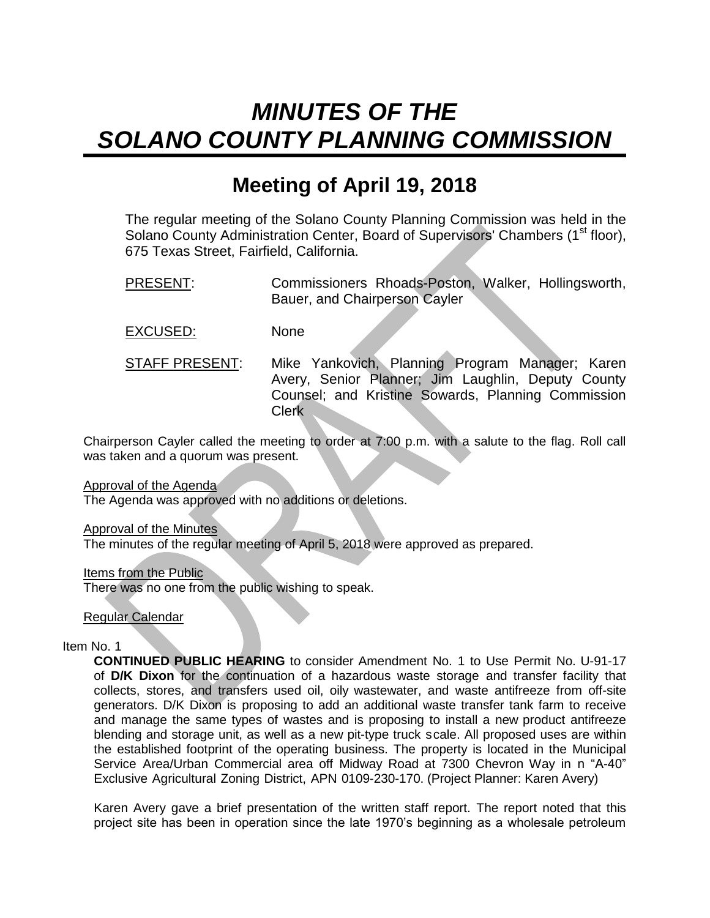# *MINUTES OF THE SOLANO COUNTY PLANNING COMMISSION*

## Meeting of April 19, 2018

The regular meeting of the Solano County Planning Commission was held in the Solano County Administration Center, Board of Supervisors' Chambers (1st floor), 675 Texas Street, Fairfield, California.

PRESENT: Commissioners Rhoads-Poston, Walker, Hollingsworth, Bauer, and Chairperson Cayler

EXCUSED: None

STAFF PRESENT: Mike Yankovich, Planning Program Manager; Karen Avery, Senior Planner; Jim Laughlin, Deputy County Counsel; and Kristine Sowards, Planning Commission Clerk

Chairperson Cayler called the meeting to order at 7:00 p.m. with a salute to the flag. Roll call was taken and a quorum was present.

Approval of the Agenda
The Agenda was approved with no additions or deletions.

Approval of the Minutes
The minutes of the regular meeting of April 5, 2018 were approved as prepared.

Items from the Public
There was no one from the public wishing to speak.

Regular Calendar

Item No. 1

**CONTINUED PUBLIC HEARING** to consider Amendment No. 1 to Use Permit No. U-91-17 of **D/K Dixon** for the continuation of a hazardous waste storage and transfer facility that collects, stores, and transfers used oil, oily wastewater, and waste antifreeze from off-site generators. D/K Dixon is proposing to add an additional waste transfer tank farm to receive and manage the same types of wastes and is proposing to install a new product antifreeze blending and storage unit, as well as a new pit-type truck scale. All proposed uses are within the established footprint of the operating business. The property is located in the Municipal Service Area/Urban Commercial area off Midway Road at 7300 Chevron Way in n "A-40" Exclusive Agricultural Zoning District, APN 0109-230-170. (Project Planner: Karen Avery)

Karen Avery gave a brief presentation of the written staff report. The report noted that this project site has been in operation since the late 1970's beginning as a wholesale petroleum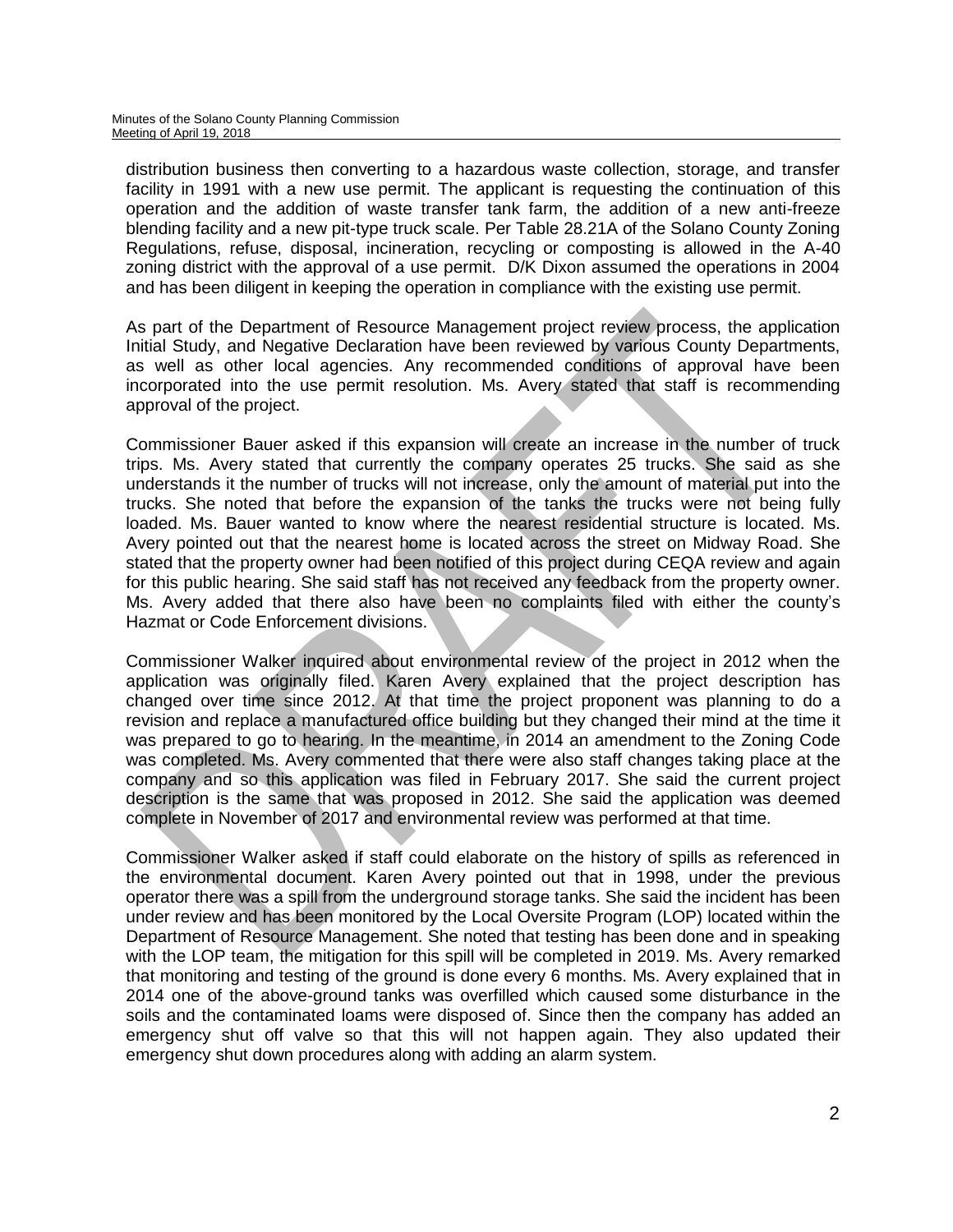distribution business then converting to a hazardous waste collection, storage, and transfer facility in 1991 with a new use permit. The applicant is requesting the continuation of this operation and the addition of waste transfer tank farm, the addition of a new anti-freeze blending facility and a new pit-type truck scale. Per Table 28.21A of the Solano County Zoning Regulations, refuse, disposal, incineration, recycling or composting is allowed in the A-40 zoning district with the approval of a use permit. D/K Dixon assumed the operations in 2004 and has been diligent in keeping the operation in compliance with the existing use permit.

As part of the Department of Resource Management project review process, the application Initial Study, and Negative Declaration have been reviewed by various County Departments, as well as other local agencies. Any recommended conditions of approval have been incorporated into the use permit resolution. Ms. Avery stated that staff is recommending approval of the project.

Commissioner Bauer asked if this expansion will create an increase in the number of truck trips. Ms. Avery stated that currently the company operates 25 trucks. She said as she understands it the number of trucks will not increase, only the amount of material put into the trucks. She noted that before the expansion of the tanks the trucks were not being fully loaded. Ms. Bauer wanted to know where the nearest residential structure is located. Ms. Avery pointed out that the nearest home is located across the street on Midway Road. She stated that the property owner had been notified of this project during CEQA review and again for this public hearing. She said staff has not received any feedback from the property owner. Ms. Avery added that there also have been no complaints filed with either the county's Hazmat or Code Enforcement divisions.

Commissioner Walker inquired about environmental review of the project in 2012 when the application was originally filed. Karen Avery explained that the project description has changed over time since 2012. At that time the project proponent was planning to do a revision and replace a manufactured office building but they changed their mind at the time it was prepared to go to hearing. In the meantime, in 2014 an amendment to the Zoning Code was completed. Ms. Avery commented that there were also staff changes taking place at the company and so this application was filed in February 2017. She said the current project description is the same that was proposed in 2012. She said the application was deemed complete in November of 2017 and environmental review was performed at that time.

Commissioner Walker asked if staff could elaborate on the history of spills as referenced in the environmental document. Karen Avery pointed out that in 1998, under the previous operator there was a spill from the underground storage tanks. She said the incident has been under review and has been monitored by the Local Oversite Program (LOP) located within the Department of Resource Management. She noted that testing has been done and in speaking with the LOP team, the mitigation for this spill will be completed in 2019. Ms. Avery remarked that monitoring and testing of the ground is done every 6 months. Ms. Avery explained that in 2014 one of the above-ground tanks was overfilled which caused some disturbance in the soils and the contaminated loams were disposed of. Since then the company has added an emergency shut off valve so that this will not happen again. They also updated their emergency shut down procedures along with adding an alarm system.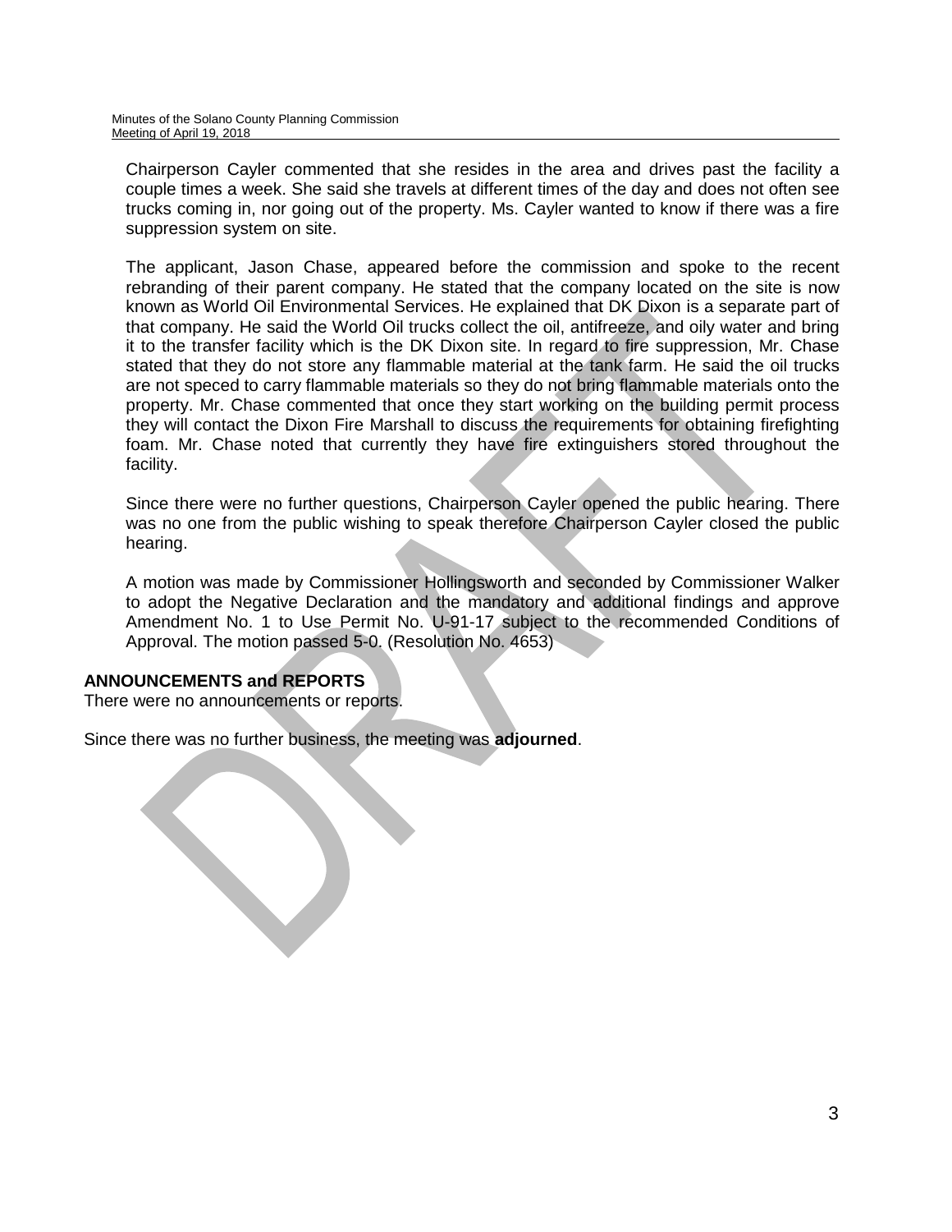Chairperson Cayler commented that she resides in the area and drives past the facility a couple times a week. She said she travels at different times of the day and does not often see trucks coming in, nor going out of the property. Ms. Cayler wanted to know if there was a fire suppression system on site.

The applicant, Jason Chase, appeared before the commission and spoke to the recent rebranding of their parent company. He stated that the company located on the site is now known as World Oil Environmental Services. He explained that DK Dixon is a separate part of that company. He said the World Oil trucks collect the oil, antifreeze, and oily water and bring it to the transfer facility which is the DK Dixon site. In regard to fire suppression, Mr. Chase stated that they do not store any flammable material at the tank farm. He said the oil trucks are not speced to carry flammable materials so they do not bring flammable materials onto the property. Mr. Chase commented that once they start working on the building permit process they will contact the Dixon Fire Marshall to discuss the requirements for obtaining firefighting foam. Mr. Chase noted that currently they have fire extinguishers stored throughout the facility.

Since there were no further questions, Chairperson Cayler opened the public hearing. There was no one from the public wishing to speak therefore Chairperson Cayler closed the public hearing.

A motion was made by Commissioner Hollingsworth and seconded by Commissioner Walker to adopt the Negative Declaration and the mandatory and additional findings and approve Amendment No. 1 to Use Permit No. U-91-17 subject to the recommended Conditions of Approval. The motion passed 5-0. (Resolution No. 4653)

**ANNOUNCEMENTS and REPORTS**

There were no announcements or reports.

Since there was no further business, the meeting was **adjourned**.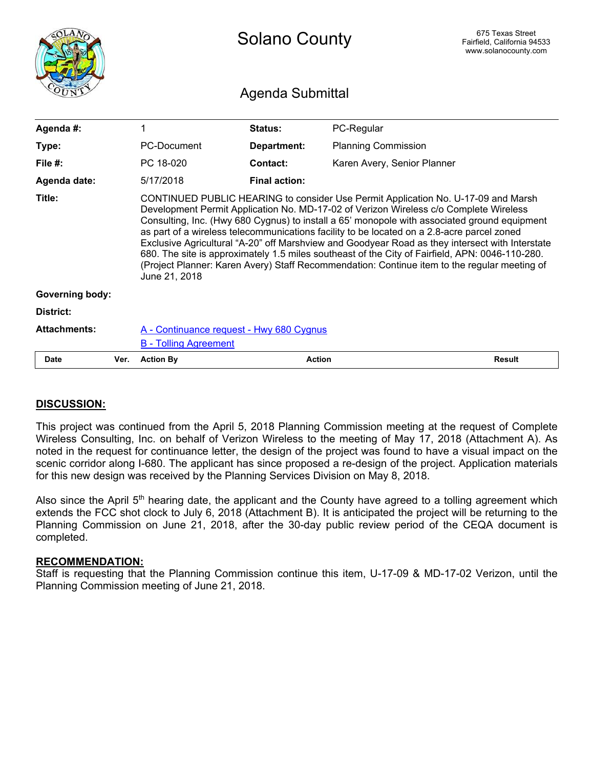# Solano County

675 Texas Street
Fairfield, California 94533
www.solanocounty.com

## Agenda Submittal

| | | | |
|---|---|---|---|
| **Agenda #:** | 1 | **Status:** | PC-Regular |
| **Type:** | PC-Document | **Department:** | Planning Commission |
| **File #:** | PC 18-020 | **Contact:** | Karen Avery, Senior Planner |
| **Agenda date:** | 5/17/2018 | **Final action:** | |

**Title:** CONTINUED PUBLIC HEARING to consider Use Permit Application No. U-17-09 and Marsh Development Permit Application No. MD-17-02 of Verizon Wireless c/o Complete Wireless Consulting, Inc. (Hwy 680 Cygnus) to install a 65' monopole with associated ground equipment as part of a wireless telecommunications facility to be located on a 2.8-acre parcel zoned Exclusive Agricultural "A-20" off Marshview and Goodyear Road as they intersect with Interstate 680. The site is approximately 1.5 miles southeast of the City of Fairfield, APN: 0046-110-280. (Project Planner: Karen Avery) Staff Recommendation: Continue item to the regular meeting of June 21, 2018

**Governing body:**

**District:**

**Attachments:** A - Continuance request - Hwy 680 Cygnus
B - Tolling Agreement

| Date | Ver. | Action By | Action | Result |
|---|---|---|---|---|

**DISCUSSION:**

This project was continued from the April 5, 2018 Planning Commission meeting at the request of Complete Wireless Consulting, Inc. on behalf of Verizon Wireless to the meeting of May 17, 2018 (Attachment A). As noted in the request for continuance letter, the design of the project was found to have a visual impact on the scenic corridor along I-680. The applicant has since proposed a re-design of the project. Application materials for this new design was received by the Planning Services Division on May 8, 2018.

Also since the April 5th hearing date, the applicant and the County have agreed to a tolling agreement which extends the FCC shot clock to July 6, 2018 (Attachment B). It is anticipated the project will be returning to the Planning Commission on June 21, 2018, after the 30-day public review period of the CEQA document is completed.

**RECOMMENDATION:**

Staff is requesting that the Planning Commission continue this item, U-17-09 & MD-17-02 Verizon, until the Planning Commission meeting of June 21, 2018.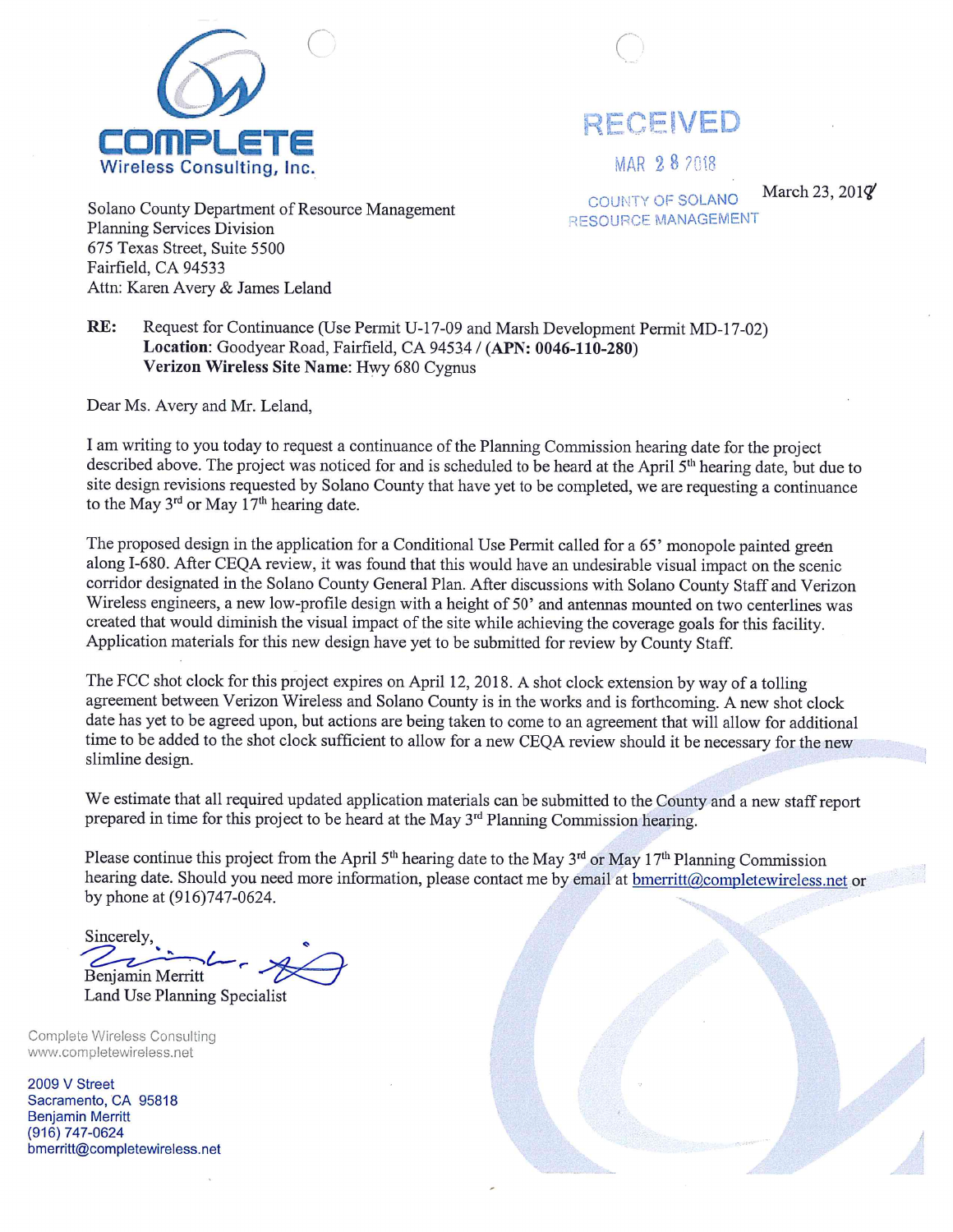**COMPLETE**
Wireless Consulting, Inc.

RECEIVED
MAR 28 2018
COUNTY OF SOLANO
RESOURCE MANAGEMENT

March 23, 2018

Solano County Department of Resource Management
Planning Services Division
675 Texas Street, Suite 5500
Fairfield, CA 94533
Attn: Karen Avery & James Leland

**RE:** Request for Continuance (Use Permit U-17-09 and Marsh Development Permit MD-17-02)
**Location**: Goodyear Road, Fairfield, CA 94534 / **(APN: 0046-110-280)**
**Verizon Wireless Site Name:** Hwy 680 Cygnus

Dear Ms. Avery and Mr. Leland,

I am writing to you today to request a continuance of the Planning Commission hearing date for the project described above. The project was noticed for and is scheduled to be heard at the April 5th hearing date, but due to site design revisions requested by Solano County that have yet to be completed, we are requesting a continuance to the May 3rd or May 17th hearing date.

The proposed design in the application for a Conditional Use Permit called for a 65' monopole painted green along I-680. After CEQA review, it was found that this would have an undesirable visual impact on the scenic corridor designated in the Solano County General Plan. After discussions with Solano County Staff and Verizon Wireless engineers, a new low-profile design with a height of 50' and antennas mounted on two centerlines was created that would diminish the visual impact of the site while achieving the coverage goals for this facility. Application materials for this new design have yet to be submitted for review by County Staff.

The FCC shot clock for this project expires on April 12, 2018. A shot clock extension by way of a tolling agreement between Verizon Wireless and Solano County is in the works and is forthcoming. A new shot clock date has yet to be agreed upon, but actions are being taken to come to an agreement that will allow for additional time to be added to the shot clock sufficient to allow for a new CEQA review should it be necessary for the new slimline design.

We estimate that all required updated application materials can be submitted to the County and a new staff report prepared in time for this project to be heard at the May 3rd Planning Commission hearing.

Please continue this project from the April 5th hearing date to the May 3rd or May 17th Planning Commission hearing date. Should you need more information, please contact me by email at bmerritt@completewireless.net or by phone at (916)747-0624.

Sincerely,

Benjamin Merritt
Land Use Planning Specialist

Complete Wireless Consulting
www.completewireless.net

2009 V Street
Sacramento, CA 95818
Benjamin Merritt
(916) 747-0624
bmerritt@completewireless.net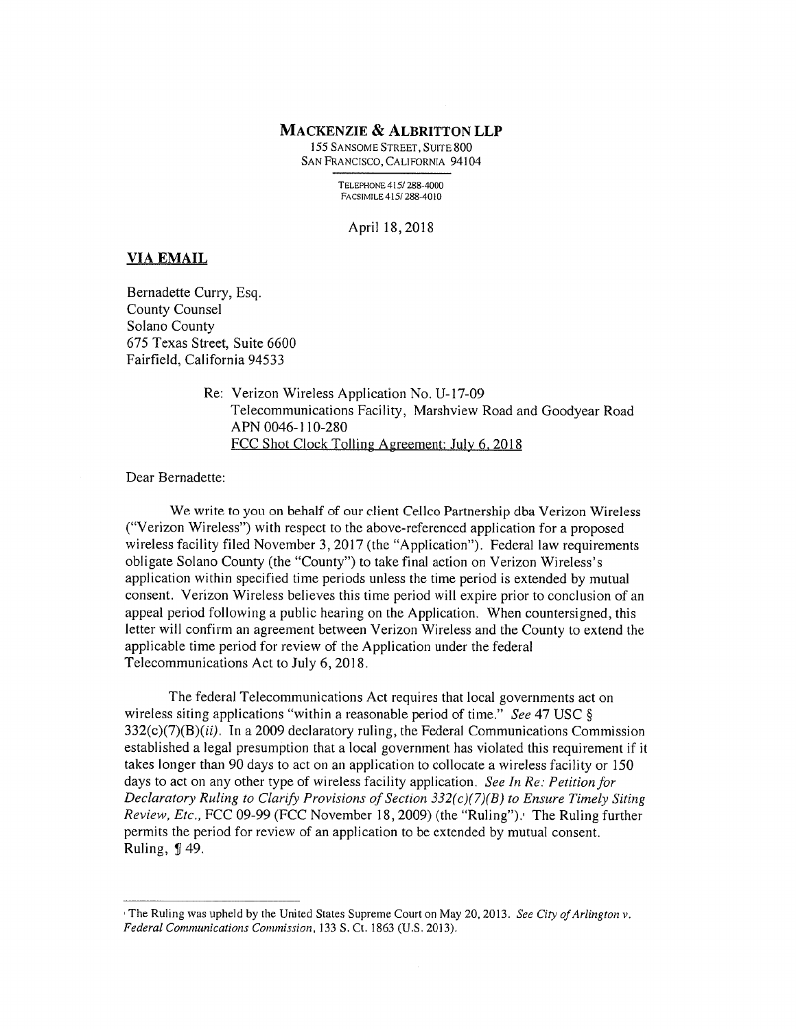**MACKENZIE & ALBRITTON LLP**
155 SANSOME STREET, SUITE 800
SAN FRANCISCO, CALIFORNIA 94104

TELEPHONE 415/ 288-4000
FACSIMILE 415/ 288-4010

April 18, 2018

**VIA EMAIL**

Bernadette Curry, Esq.
County Counsel
Solano County
675 Texas Street, Suite 6600
Fairfield, California 94533

Re: Verizon Wireless Application No. U-17-09
Telecommunications Facility, Marshview Road and Goodyear Road
APN 0046-110-280
FCC Shot Clock Tolling Agreement: July 6, 2018

Dear Bernadette:

We write to you on behalf of our client Cellco Partnership dba Verizon Wireless ("Verizon Wireless") with respect to the above-referenced application for a proposed wireless facility filed November 3, 2017 (the "Application"). Federal law requirements obligate Solano County (the "County") to take final action on Verizon Wireless's application within specified time periods unless the time period is extended by mutual consent. Verizon Wireless believes this time period will expire prior to conclusion of an appeal period following a public hearing on the Application. When countersigned, this letter will confirm an agreement between Verizon Wireless and the County to extend the applicable time period for review of the Application under the federal Telecommunications Act to July 6, 2018.

The federal Telecommunications Act requires that local governments act on wireless siting applications "within a reasonable period of time." *See* 47 USC § 332(c)(7)(B)(*ii*). In a 2009 declaratory ruling, the Federal Communications Commission established a legal presumption that a local government has violated this requirement if it takes longer than 90 days to act on an application to collocate a wireless facility or 150 days to act on any other type of wireless facility application. *See In Re: Petition for Declaratory Ruling to Clarify Provisions of Section 332(c)(7)(B) to Ensure Timely Siting Review, Etc.*, FCC 09-99 (FCC November 18, 2009) (the "Ruling").[1] The Ruling further permits the period for review of an application to be extended by mutual consent. Ruling, ¶ 49.

---

[1] The Ruling was upheld by the United States Supreme Court on May 20, 2013. *See City of Arlington v. Federal Communications Commission*, 133 S. Ct. 1863 (U.S. 2013).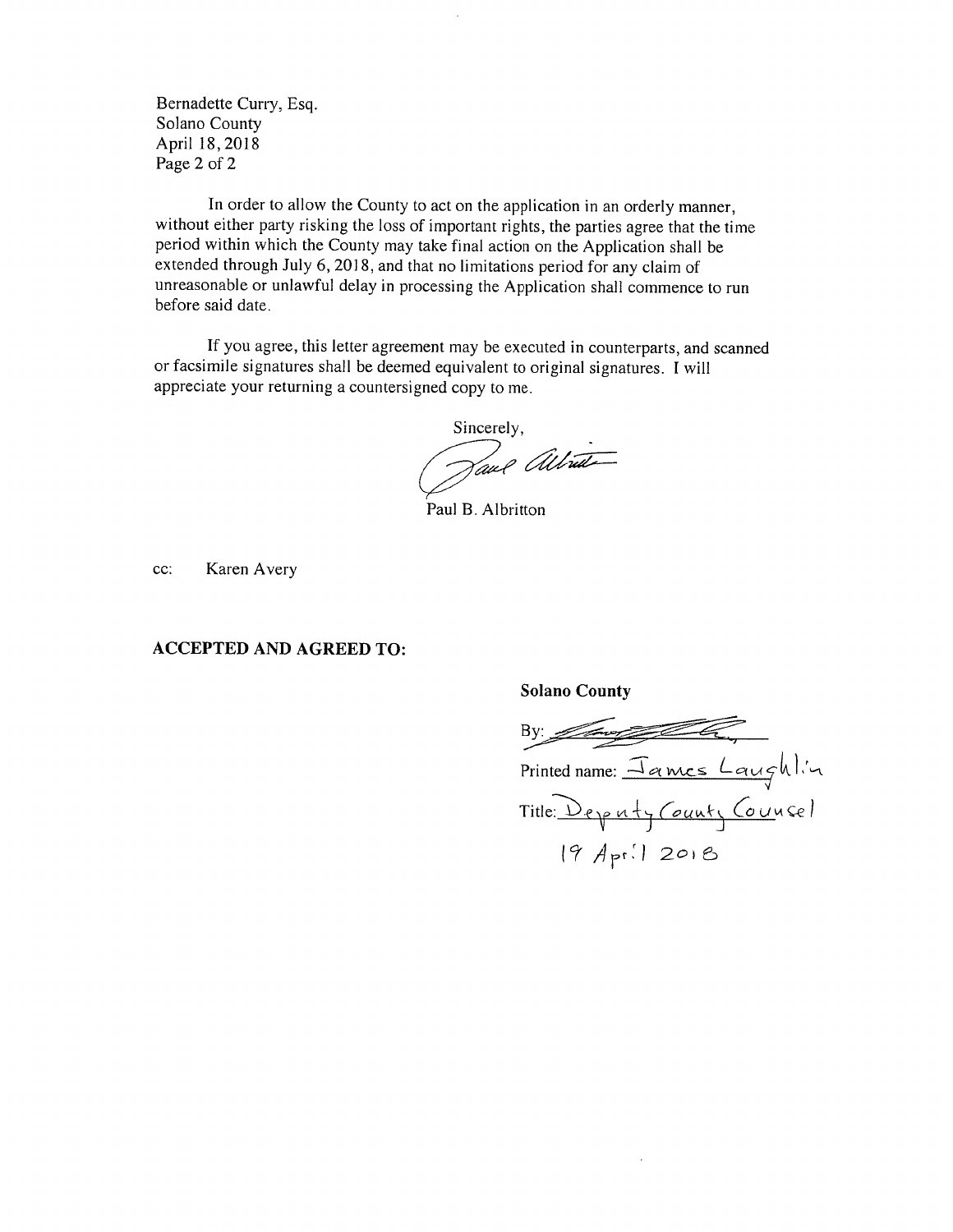Bernadette Curry, Esq.
Solano County
April 18, 2018
Page 2 of 2

In order to allow the County to act on the application in an orderly manner, without either party risking the loss of important rights, the parties agree that the time period within which the County may take final action on the Application shall be extended through July 6, 2018, and that no limitations period for any claim of unreasonable or unlawful delay in processing the Application shall commence to run before said date.

If you agree, this letter agreement may be executed in counterparts, and scanned or facsimile signatures shall be deemed equivalent to original signatures. I will appreciate your returning a countersigned copy to me.

Sincerely,

Paul B. Albritton

cc: Karen Avery

**ACCEPTED AND AGREED TO:**

**Solano County**

By: ____________________

Printed name: James Laughlin

Title: Deputy County Counsel

19 April 2018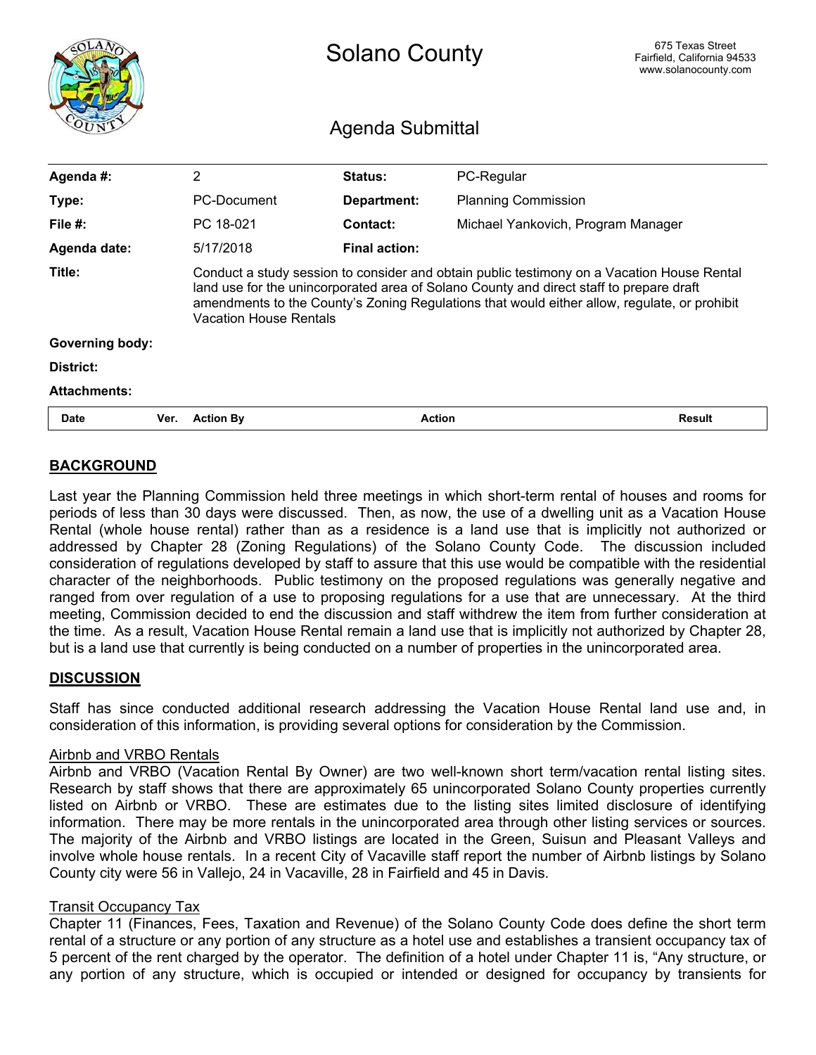# Solano County

675 Texas Street
Fairfield, California 94533
www.solanocounty.com

## Agenda Submittal

| | | | |
|---|---|---|---|
| **Agenda #:** | 2 | **Status:** | PC-Regular |
| **Type:** | PC-Document | **Department:** | Planning Commission |
| **File #:** | PC 18-021 | **Contact:** | Michael Yankovich, Program Manager |
| **Agenda date:** | 5/17/2018 | **Final action:** | |
| **Title:** | Conduct a study session to consider and obtain public testimony on a Vacation House Rental land use for the unincorporated area of Solano County and direct staff to prepare draft amendments to the County's Zoning Regulations that would either allow, regulate, or prohibit Vacation House Rentals | | |
| **Governing body:** | | | |
| **District:** | | | |
| **Attachments:** | | | |

| Date | Ver. | Action By | Action | Result |
|---|---|---|---|---|

## BACKGROUND

Last year the Planning Commission held three meetings in which short-term rental of houses and rooms for periods of less than 30 days were discussed. Then, as now, the use of a dwelling unit as a Vacation House Rental (whole house rental) rather than as a residence is a land use that is implicitly not authorized or addressed by Chapter 28 (Zoning Regulations) of the Solano County Code. The discussion included consideration of regulations developed by staff to assure that this use would be compatible with the residential character of the neighborhoods. Public testimony on the proposed regulations was generally negative and ranged from over regulation of a use to proposing regulations for a use that are unnecessary. At the third meeting, Commission decided to end the discussion and staff withdrew the item from further consideration at the time. As a result, Vacation House Rental remain a land use that is implicitly not authorized by Chapter 28, but is a land use that currently is being conducted on a number of properties in the unincorporated area.

## DISCUSSION

Staff has since conducted additional research addressing the Vacation House Rental land use and, in consideration of this information, is providing several options for consideration by the Commission.

### Airbnb and VRBO Rentals

Airbnb and VRBO (Vacation Rental By Owner) are two well-known short term/vacation rental listing sites. Research by staff shows that there are approximately 65 unincorporated Solano County properties currently listed on Airbnb or VRBO. These are estimates due to the listing sites limited disclosure of identifying information. There may be more rentals in the unincorporated area through other listing services or sources. The majority of the Airbnb and VRBO listings are located in the Green, Suisun and Pleasant Valleys and involve whole house rentals. In a recent City of Vacaville staff report the number of Airbnb listings by Solano County city were 56 in Vallejo, 24 in Vacaville, 28 in Fairfield and 45 in Davis.

### Transit Occupancy Tax

Chapter 11 (Finances, Fees, Taxation and Revenue) of the Solano County Code does define the short term rental of a structure or any portion of any structure as a hotel use and establishes a transient occupancy tax of 5 percent of the rent charged by the operator. The definition of a hotel under Chapter 11 is, "Any structure, or any portion of any structure, which is occupied or intended or designed for occupancy by transients for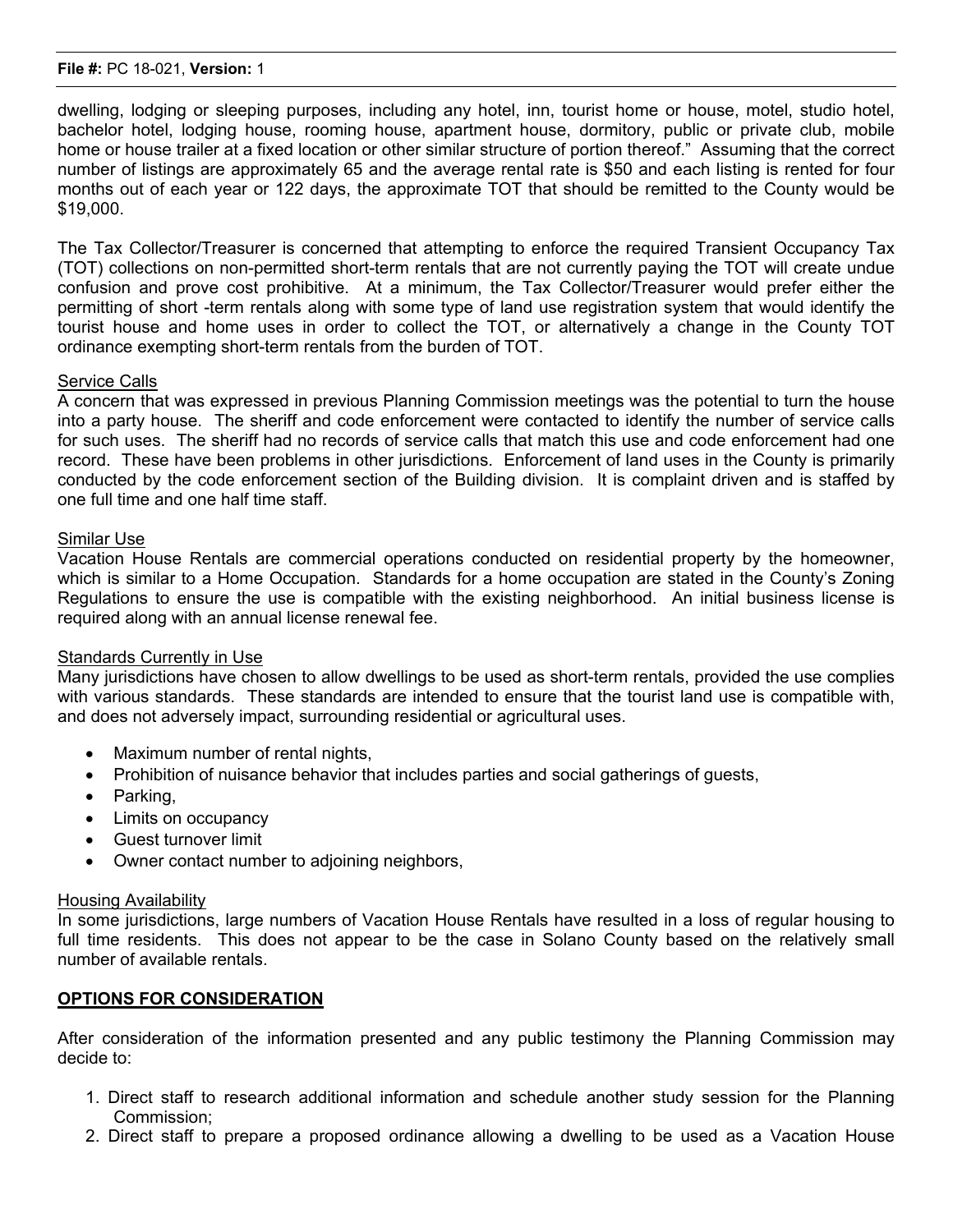dwelling, lodging or sleeping purposes, including any hotel, inn, tourist home or house, motel, studio hotel, bachelor hotel, lodging house, rooming house, apartment house, dormitory, public or private club, mobile home or house trailer at a fixed location or other similar structure of portion thereof." Assuming that the correct number of listings are approximately 65 and the average rental rate is $50 and each listing is rented for four months out of each year or 122 days, the approximate TOT that should be remitted to the County would be $19,000.

The Tax Collector/Treasurer is concerned that attempting to enforce the required Transient Occupancy Tax (TOT) collections on non-permitted short-term rentals that are not currently paying the TOT will create undue confusion and prove cost prohibitive. At a minimum, the Tax Collector/Treasurer would prefer either the permitting of short -term rentals along with some type of land use registration system that would identify the tourist house and home uses in order to collect the TOT, or alternatively a change in the County TOT ordinance exempting short-term rentals from the burden of TOT.

Service Calls

A concern that was expressed in previous Planning Commission meetings was the potential to turn the house into a party house. The sheriff and code enforcement were contacted to identify the number of service calls for such uses. The sheriff had no records of service calls that match this use and code enforcement had one record. These have been problems in other jurisdictions. Enforcement of land uses in the County is primarily conducted by the code enforcement section of the Building division. It is complaint driven and is staffed by one full time and one half time staff.

Similar Use

Vacation House Rentals are commercial operations conducted on residential property by the homeowner, which is similar to a Home Occupation. Standards for a home occupation are stated in the County's Zoning Regulations to ensure the use is compatible with the existing neighborhood. An initial business license is required along with an annual license renewal fee.

Standards Currently in Use

Many jurisdictions have chosen to allow dwellings to be used as short-term rentals, provided the use complies with various standards. These standards are intended to ensure that the tourist land use is compatible with, and does not adversely impact, surrounding residential or agricultural uses.

- Maximum number of rental nights,
- Prohibition of nuisance behavior that includes parties and social gatherings of guests,
- Parking,
- Limits on occupancy
- Guest turnover limit
- Owner contact number to adjoining neighbors,

Housing Availability

In some jurisdictions, large numbers of Vacation House Rentals have resulted in a loss of regular housing to full time residents. This does not appear to be the case in Solano County based on the relatively small number of available rentals.

**OPTIONS FOR CONSIDERATION**

After consideration of the information presented and any public testimony the Planning Commission may decide to:

1. Direct staff to research additional information and schedule another study session for the Planning Commission;
2. Direct staff to prepare a proposed ordinance allowing a dwelling to be used as a Vacation House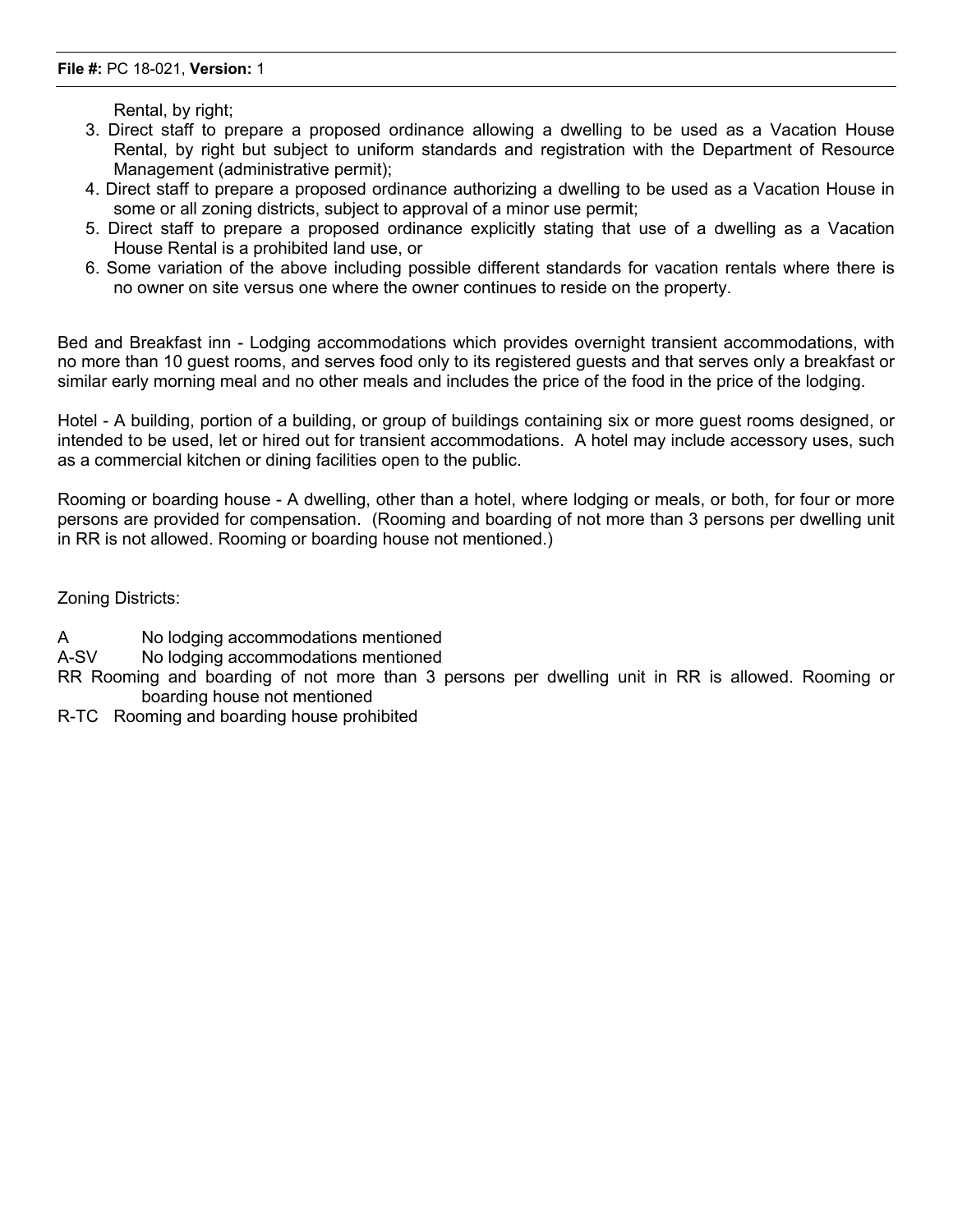Rental, by right;

3. Direct staff to prepare a proposed ordinance allowing a dwelling to be used as a Vacation House Rental, by right but subject to uniform standards and registration with the Department of Resource Management (administrative permit);
4. Direct staff to prepare a proposed ordinance authorizing a dwelling to be used as a Vacation House in some or all zoning districts, subject to approval of a minor use permit;
5. Direct staff to prepare a proposed ordinance explicitly stating that use of a dwelling as a Vacation House Rental is a prohibited land use, or
6. Some variation of the above including possible different standards for vacation rentals where there is no owner on site versus one where the owner continues to reside on the property.

Bed and Breakfast inn - Lodging accommodations which provides overnight transient accommodations, with no more than 10 guest rooms, and serves food only to its registered guests and that serves only a breakfast or similar early morning meal and no other meals and includes the price of the food in the price of the lodging.

Hotel - A building, portion of a building, or group of buildings containing six or more guest rooms designed, or intended to be used, let or hired out for transient accommodations. A hotel may include accessory uses, such as a commercial kitchen or dining facilities open to the public.

Rooming or boarding house - A dwelling, other than a hotel, where lodging or meals, or both, for four or more persons are provided for compensation. (Rooming and boarding of not more than 3 persons per dwelling unit in RR is not allowed. Rooming or boarding house not mentioned.)

Zoning Districts:

A No lodging accommodations mentioned
A-SV No lodging accommodations mentioned
RR Rooming and boarding of not more than 3 persons per dwelling unit in RR is allowed. Rooming or boarding house not mentioned
R-TC Rooming and boarding house prohibited